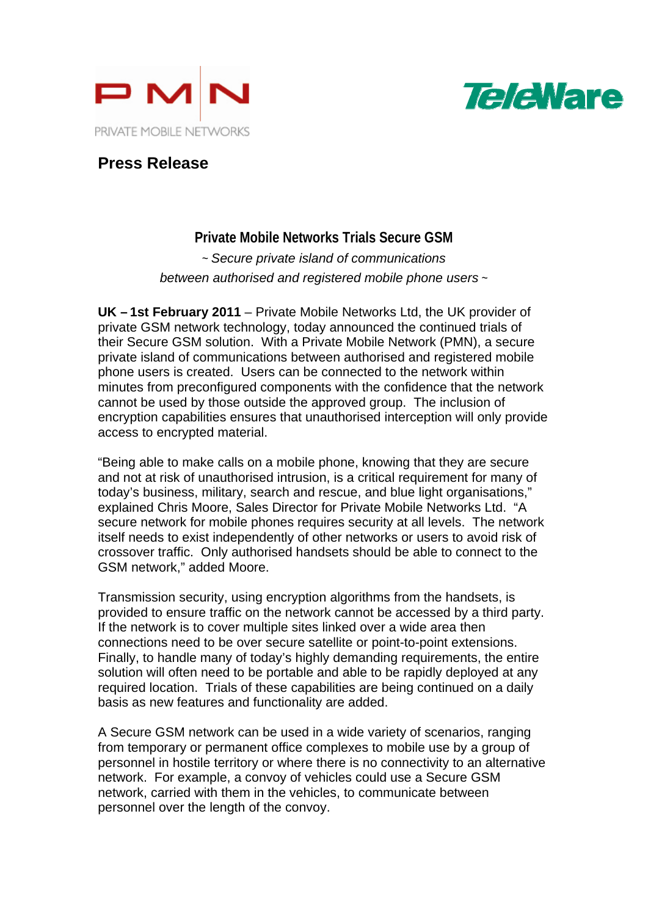PMN PRIVATE MOBILE NETWORKS

TeleWare

# Press Release

## Private Mobile Networks Trials Secure GSM

*~ Secure private island of communications between authorised and registered mobile phone users ~*

**UK – 1st February 2011** – Private Mobile Networks Ltd, the UK provider of private GSM network technology, today announced the continued trials of their Secure GSM solution. With a Private Mobile Network (PMN), a secure private island of communications between authorised and registered mobile phone users is created. Users can be connected to the network within minutes from preconfigured components with the confidence that the network cannot be used by those outside the approved group. The inclusion of encryption capabilities ensures that unauthorised interception will only provide access to encrypted material.

"Being able to make calls on a mobile phone, knowing that they are secure and not at risk of unauthorised intrusion, is a critical requirement for many of today's business, military, search and rescue, and blue light organisations," explained Chris Moore, Sales Director for Private Mobile Networks Ltd. "A secure network for mobile phones requires security at all levels. The network itself needs to exist independently of other networks or users to avoid risk of crossover traffic. Only authorised handsets should be able to connect to the GSM network," added Moore.

Transmission security, using encryption algorithms from the handsets, is provided to ensure traffic on the network cannot be accessed by a third party. If the network is to cover multiple sites linked over a wide area then connections need to be over secure satellite or point-to-point extensions. Finally, to handle many of today's highly demanding requirements, the entire solution will often need to be portable and able to be rapidly deployed at any required location. Trials of these capabilities are being continued on a daily basis as new features and functionality are added.

A Secure GSM network can be used in a wide variety of scenarios, ranging from temporary or permanent office complexes to mobile use by a group of personnel in hostile territory or where there is no connectivity to an alternative network. For example, a convoy of vehicles could use a Secure GSM network, carried with them in the vehicles, to communicate between personnel over the length of the convoy.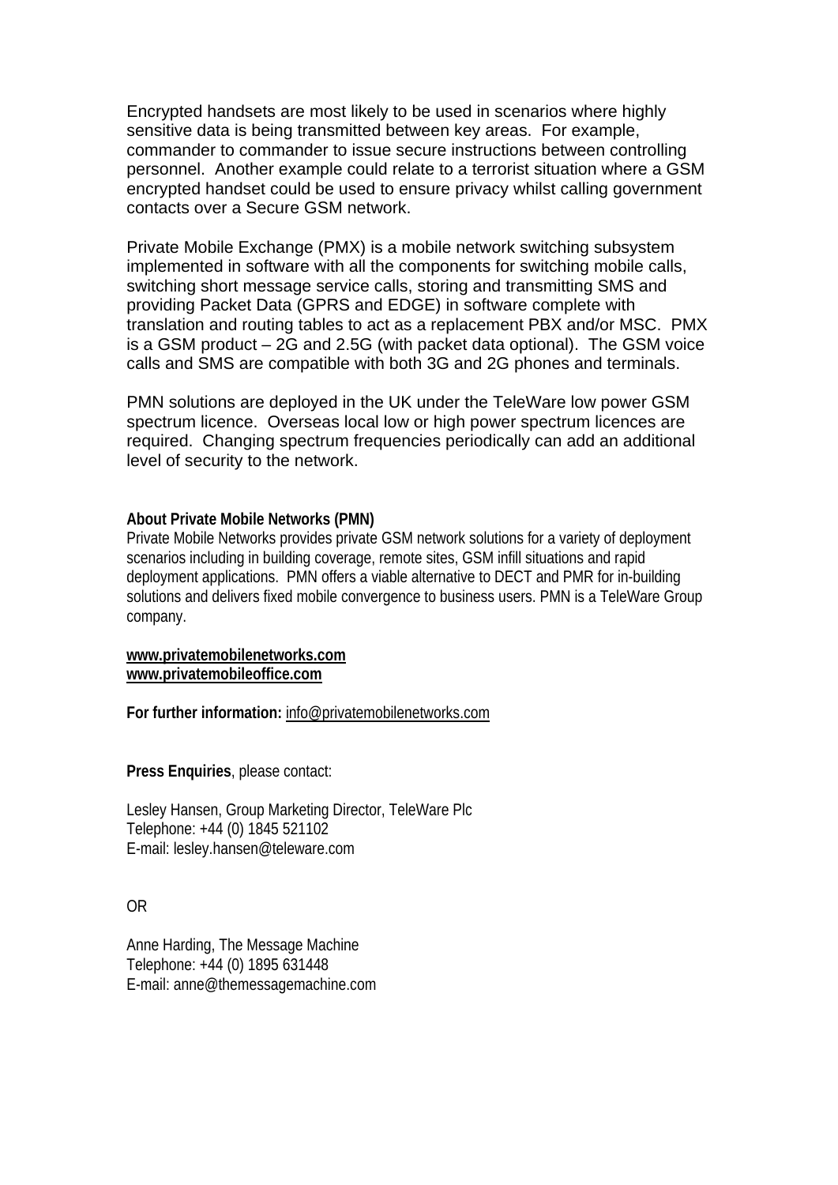Encrypted handsets are most likely to be used in scenarios where highly sensitive data is being transmitted between key areas. For example, commander to commander to issue secure instructions between controlling personnel. Another example could relate to a terrorist situation where a GSM encrypted handset could be used to ensure privacy whilst calling government contacts over a Secure GSM network.

Private Mobile Exchange (PMX) is a mobile network switching subsystem implemented in software with all the components for switching mobile calls, switching short message service calls, storing and transmitting SMS and providing Packet Data (GPRS and EDGE) in software complete with translation and routing tables to act as a replacement PBX and/or MSC. PMX is a GSM product – 2G and 2.5G (with packet data optional). The GSM voice calls and SMS are compatible with both 3G and 2G phones and terminals.

PMN solutions are deployed in the UK under the TeleWare low power GSM spectrum licence. Overseas local low or high power spectrum licences are required. Changing spectrum frequencies periodically can add an additional level of security to the network.

**About Private Mobile Networks (PMN)**

Private Mobile Networks provides private GSM network solutions for a variety of deployment scenarios including in building coverage, remote sites, GSM infill situations and rapid deployment applications. PMN offers a viable alternative to DECT and PMR for in-building solutions and delivers fixed mobile convergence to business users. PMN is a TeleWare Group company.

**www.privatemobilenetworks.com**
**www.privatemobileoffice.com**

**For further information:** info@privatemobilenetworks.com

**Press Enquiries**, please contact:

Lesley Hansen, Group Marketing Director, TeleWare Plc
Telephone: +44 (0) 1845 521102
E-mail: lesley.hansen@teleware.com

OR

Anne Harding, The Message Machine
Telephone: +44 (0) 1895 631448
E-mail: anne@themessagemachine.com